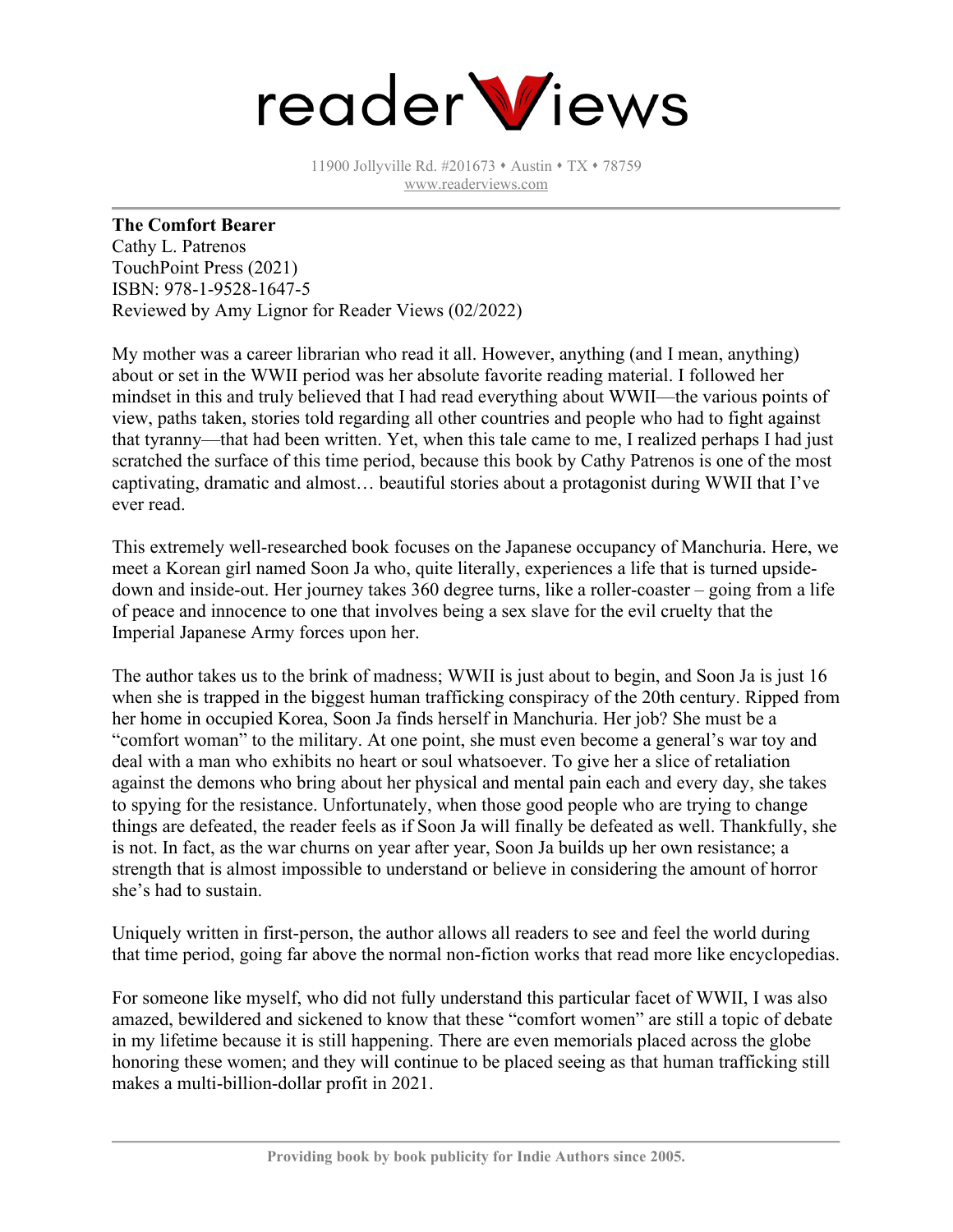# readerViews

11900 Jollyville Rd. #201673 • Austin • TX • 78759
www.readerviews.com

---

**The Comfort Bearer**
Cathy L. Patrenos
TouchPoint Press (2021)
ISBN: 978-1-9528-1647-5
Reviewed by Amy Lignor for Reader Views (02/2022)

My mother was a career librarian who read it all. However, anything (and I mean, anything) about or set in the WWII period was her absolute favorite reading material. I followed her mindset in this and truly believed that I had read everything about WWII—the various points of view, paths taken, stories told regarding all other countries and people who had to fight against that tyranny—that had been written. Yet, when this tale came to me, I realized perhaps I had just scratched the surface of this time period, because this book by Cathy Patrenos is one of the most captivating, dramatic and almost… beautiful stories about a protagonist during WWII that I've ever read.

This extremely well-researched book focuses on the Japanese occupancy of Manchuria. Here, we meet a Korean girl named Soon Ja who, quite literally, experiences a life that is turned upside-down and inside-out. Her journey takes 360 degree turns, like a roller-coaster – going from a life of peace and innocence to one that involves being a sex slave for the evil cruelty that the Imperial Japanese Army forces upon her.

The author takes us to the brink of madness; WWII is just about to begin, and Soon Ja is just 16 when she is trapped in the biggest human trafficking conspiracy of the 20th century. Ripped from her home in occupied Korea, Soon Ja finds herself in Manchuria. Her job? She must be a "comfort woman" to the military. At one point, she must even become a general's war toy and deal with a man who exhibits no heart or soul whatsoever. To give her a slice of retaliation against the demons who bring about her physical and mental pain each and every day, she takes to spying for the resistance. Unfortunately, when those good people who are trying to change things are defeated, the reader feels as if Soon Ja will finally be defeated as well. Thankfully, she is not. In fact, as the war churns on year after year, Soon Ja builds up her own resistance; a strength that is almost impossible to understand or believe in considering the amount of horror she's had to sustain.

Uniquely written in first-person, the author allows all readers to see and feel the world during that time period, going far above the normal non-fiction works that read more like encyclopedias.

For someone like myself, who did not fully understand this particular facet of WWII, I was also amazed, bewildered and sickened to know that these "comfort women" are still a topic of debate in my lifetime because it is still happening. There are even memorials placed across the globe honoring these women; and they will continue to be placed seeing as that human trafficking still makes a multi-billion-dollar profit in 2021.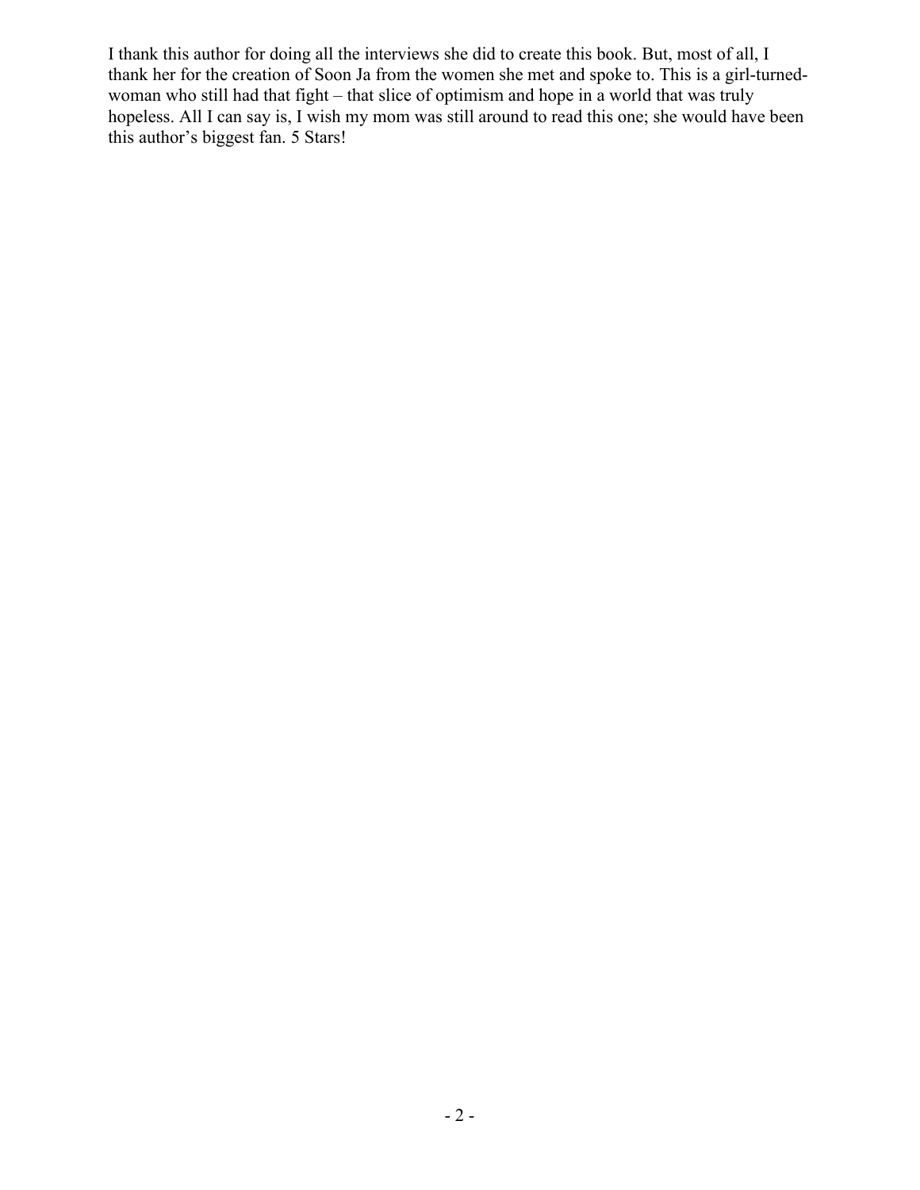I thank this author for doing all the interviews she did to create this book. But, most of all, I thank her for the creation of Soon Ja from the women she met and spoke to. This is a girl-turned-woman who still had that fight – that slice of optimism and hope in a world that was truly hopeless. All I can say is, I wish my mom was still around to read this one; she would have been this author's biggest fan. 5 Stars!